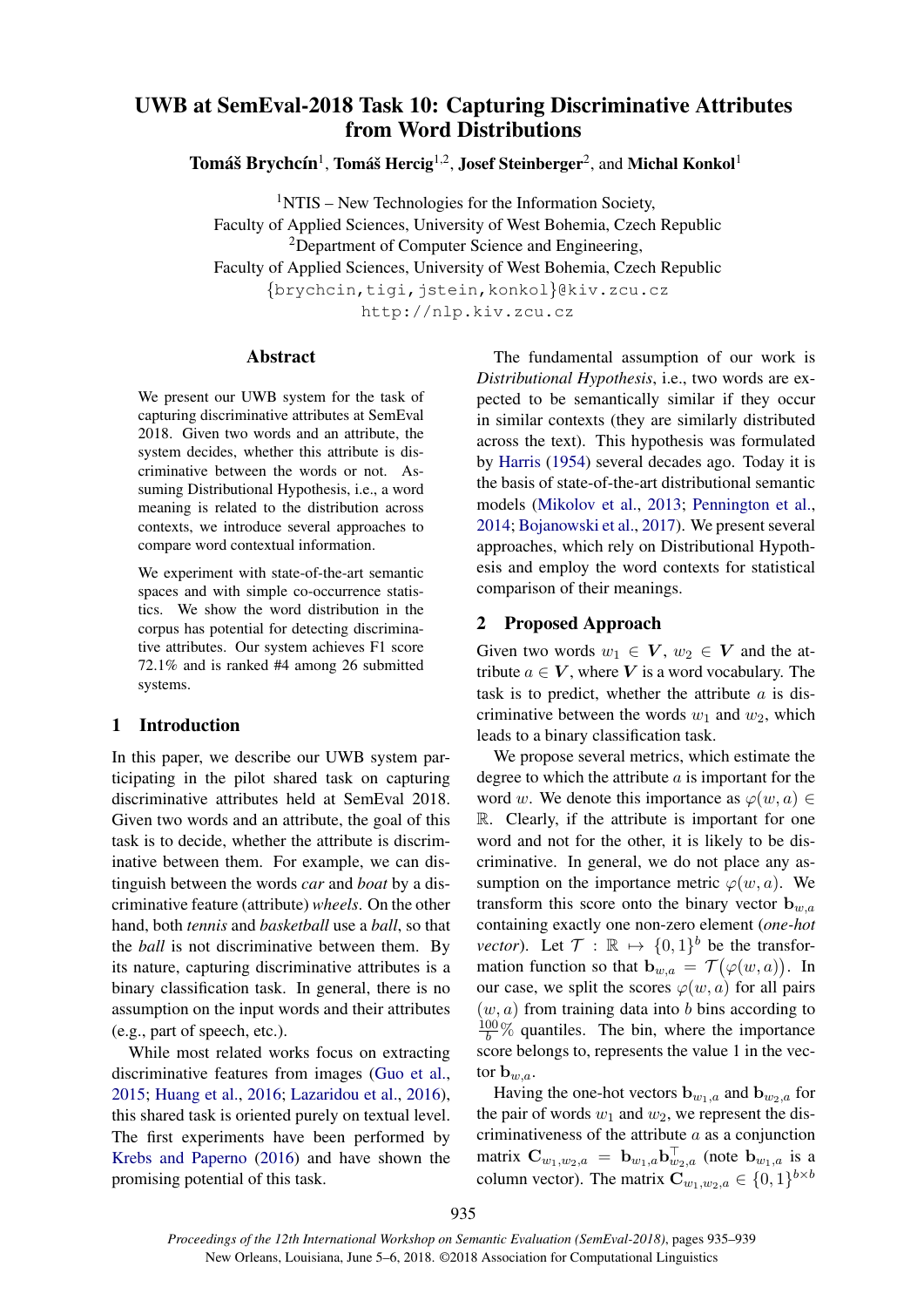# UWB at SemEval-2018 Task 10: Capturing Discriminative Attributes from Word Distributions

**Tomáš Brychcín**[1], **Tomáš Hercig**[1,2], **Josef Steinberger**[2], and **Michal Konkol**[1]

[1]NTIS – New Technologies for the Information Society,
Faculty of Applied Sciences, University of West Bohemia, Czech Republic
[2]Department of Computer Science and Engineering,
Faculty of Applied Sciences, University of West Bohemia, Czech Republic
{brychcin,tigi,jstein,konkol}@kiv.zcu.cz
http://nlp.kiv.zcu.cz

## Abstract

We present our UWB system for the task of capturing discriminative attributes at SemEval 2018. Given two words and an attribute, the system decides, whether this attribute is discriminative between the words or not. Assuming Distributional Hypothesis, i.e., a word meaning is related to the distribution across contexts, we introduce several approaches to compare word contextual information.

We experiment with state-of-the-art semantic spaces and with simple co-occurrence statistics. We show the word distribution in the corpus has potential for detecting discriminative attributes. Our system achieves F1 score 72.1% and is ranked #4 among 26 submitted systems.

## 1 Introduction

In this paper, we describe our UWB system participating in the pilot shared task on capturing discriminative attributes held at SemEval 2018. Given two words and an attribute, the goal of this task is to decide, whether the attribute is discriminative between them. For example, we can distinguish between the words *car* and *boat* by a discriminative feature (attribute) *wheels*. On the other hand, both *tennis* and *basketball* use a *ball*, so that the *ball* is not discriminative between them. By its nature, capturing discriminative attributes is a binary classification task. In general, there is no assumption on the input words and their attributes (e.g., part of speech, etc.).

While most related works focus on extracting discriminative features from images (Guo et al., 2015; Huang et al., 2016; Lazaridou et al., 2016), this shared task is oriented purely on textual level. The first experiments have been performed by Krebs and Paperno (2016) and have shown the promising potential of this task.

The fundamental assumption of our work is *Distributional Hypothesis*, i.e., two words are expected to be semantically similar if they occur in similar contexts (they are similarly distributed across the text). This hypothesis was formulated by Harris (1954) several decades ago. Today it is the basis of state-of-the-art distributional semantic models (Mikolov et al., 2013; Pennington et al., 2014; Bojanowski et al., 2017). We present several approaches, which rely on Distributional Hypothesis and employ the word contexts for statistical comparison of their meanings.

## 2 Proposed Approach

Given two words $w_1 \in \boldsymbol{V}$, $w_2 \in \boldsymbol{V}$ and the attribute $a \in \boldsymbol{V}$, where $\boldsymbol{V}$ is a word vocabulary. The task is to predict, whether the attribute $a$ is discriminative between the words $w_1$ and $w_2$, which leads to a binary classification task.

We propose several metrics, which estimate the degree to which the attribute $a$ is important for the word $w$. We denote this importance as $\varphi(w, a) \in \mathbb{R}$. Clearly, if the attribute is important for one word and not for the other, it is likely to be discriminative. In general, we do not place any assumption on the importance metric $\varphi(w, a)$. We transform this score onto the binary vector $\mathbf{b}_{w,a}$ containing exactly one non-zero element (*one-hot vector*). Let $\mathcal{T} : \mathbb{R} \mapsto \{0, 1\}^b$ be the transformation function so that $\mathbf{b}_{w,a} = \mathcal{T}\big(\varphi(w, a)\big)$. In our case, we split the scores $\varphi(w, a)$ for all pairs $(w, a)$ from training data into $b$ bins according to $\frac{100}{b}\%$ quantiles. The bin, where the importance score belongs to, represents the value 1 in the vector $\mathbf{b}_{w,a}$.

Having the one-hot vectors $\mathbf{b}_{w_1,a}$ and $\mathbf{b}_{w_2,a}$ for the pair of words $w_1$ and $w_2$, we represent the discriminativeness of the attribute $a$ as a conjunction matrix $\mathbf{C}_{w_1,w_2,a} = \mathbf{b}_{w_1,a}\mathbf{b}_{w_2,a}^\top$ (note $\mathbf{b}_{w_1,a}$ is a column vector). The matrix $\mathbf{C}_{w_1,w_2,a} \in \{0, 1\}^{b \times b}$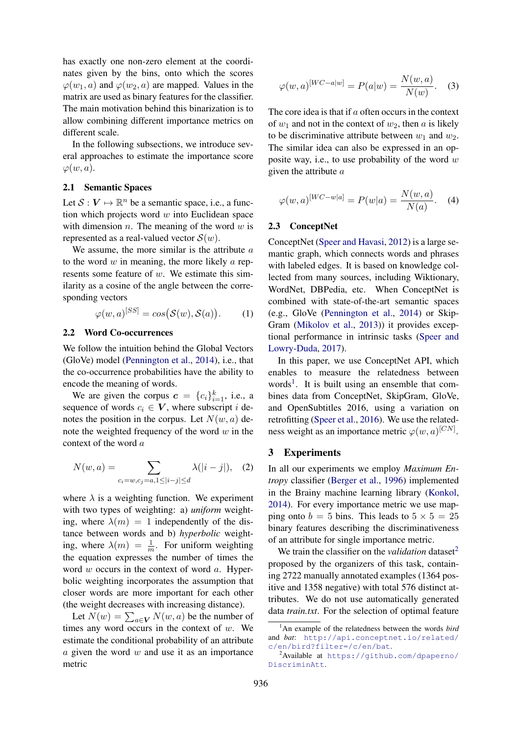has exactly one non-zero element at the coordinates given by the bins, onto which the scores $\varphi(w_1, a)$ and $\varphi(w_2, a)$ are mapped. Values in the matrix are used as binary features for the classifier. The main motivation behind this binarization is to allow combining different importance metrics on different scale.

In the following subsections, we introduce several approaches to estimate the importance score $\varphi(w, a)$.

## 2.1 Semantic Spaces

Let $\mathcal{S} : \boldsymbol{V} \mapsto \mathbb{R}^n$ be a semantic space, i.e., a function which projects word $w$ into Euclidean space with dimension $n$. The meaning of the word $w$ is represented as a real-valued vector $\mathcal{S}(w)$.

We assume, the more similar is the attribute $a$ to the word $w$ in meaning, the more likely $a$ represents some feature of $w$. We estimate this similarity as a cosine of the angle between the corresponding vectors

$$\varphi(w, a)^{[SS]} = cos\big(\mathcal{S}(w), \mathcal{S}(a)\big). \quad (1)$$

## 2.2 Word Co-occurrences

We follow the intuition behind the Global Vectors (GloVe) model (Pennington et al., 2014), i.e., that the co-occurrence probabilities have the ability to encode the meaning of words.

We are given the corpus $\boldsymbol{c} = \{c_i\}_{i=1}^k$, i.e., a sequence of words $c_i \in \boldsymbol{V}$, where subscript $i$ denotes the position in the corpus. Let $N(w, a)$ denote the weighted frequency of the word $w$ in the context of the word $a$

$$N(w, a) = \sum_{c_i = w, c_j = a, 1 \le |i-j| \le d} \lambda(|i - j|), \quad (2)$$

where $\lambda$ is a weighting function. We experiment with two types of weighting: a) *uniform* weighting, where $\lambda(m) = 1$ independently of the distance between words and b) *hyperbolic* weighting, where $\lambda(m) = \frac{1}{m}$. For uniform weighting the equation expresses the number of times the word $w$ occurs in the context of word $a$. Hyperbolic weighting incorporates the assumption that closer words are more important for each other (the weight decreases with increasing distance).

Let $N(w) = \sum_{a \in \boldsymbol{V}} N(w, a)$ be the number of times any word occurs in the context of $w$. We estimate the conditional probability of an attribute $a$ given the word $w$ and use it as an importance metric

$$\varphi(w, a)^{[WC-a|w]} = P(a|w) = \frac{N(w, a)}{N(w)}. \quad (3)$$

The core idea is that if $a$ often occurs in the context of $w_1$ and not in the context of $w_2$, then $a$ is likely to be discriminative attribute between $w_1$ and $w_2$. The similar idea can also be expressed in an opposite way, i.e., to use probability of the word $w$ given the attribute $a$

$$\varphi(w, a)^{[WC-w|a]} = P(w|a) = \frac{N(w, a)}{N(a)}. \quad (4)$$

## 2.3 ConceptNet

ConceptNet (Speer and Havasi, 2012) is a large semantic graph, which connects words and phrases with labeled edges. It is based on knowledge collected from many sources, including Wiktionary, WordNet, DBPedia, etc. When ConceptNet is combined with state-of-the-art semantic spaces (e.g., GloVe (Pennington et al., 2014) or Skip-Gram (Mikolov et al., 2013)) it provides exceptional performance in intrinsic tasks (Speer and Lowry-Duda, 2017).

In this paper, we use ConceptNet API, which enables to measure the relatedness between words[1]. It is built using an ensemble that combines data from ConceptNet, SkipGram, GloVe, and OpenSubtitles 2016, using a variation on retrofitting (Speer et al., 2016). We use the relatedness weight as an importance metric $\varphi(w, a)^{[CN]}$.

# 3 Experiments

In all our experiments we employ *Maximum Entropy* classifier (Berger et al., 1996) implemented in the Brainy machine learning library (Konkol, 2014). For every importance metric we use mapping onto $b = 5$ bins. This leads to $5 \times 5 = 25$ binary features describing the discriminativeness of an attribute for single importance metric.

We train the classifier on the *validation* dataset[2] proposed by the organizers of this task, containing 2722 manually annotated examples (1364 positive and 1358 negative) with total 576 distinct attributes. We do not use automatically generated data *train.txt*. For the selection of optimal feature

[1] An example of the relatedness between the words *bird* and *bat*: http://api.conceptnet.io/related/c/en/bird?filter=/c/en/bat.

[2] Available at https://github.com/dpaperno/DiscriminAtt.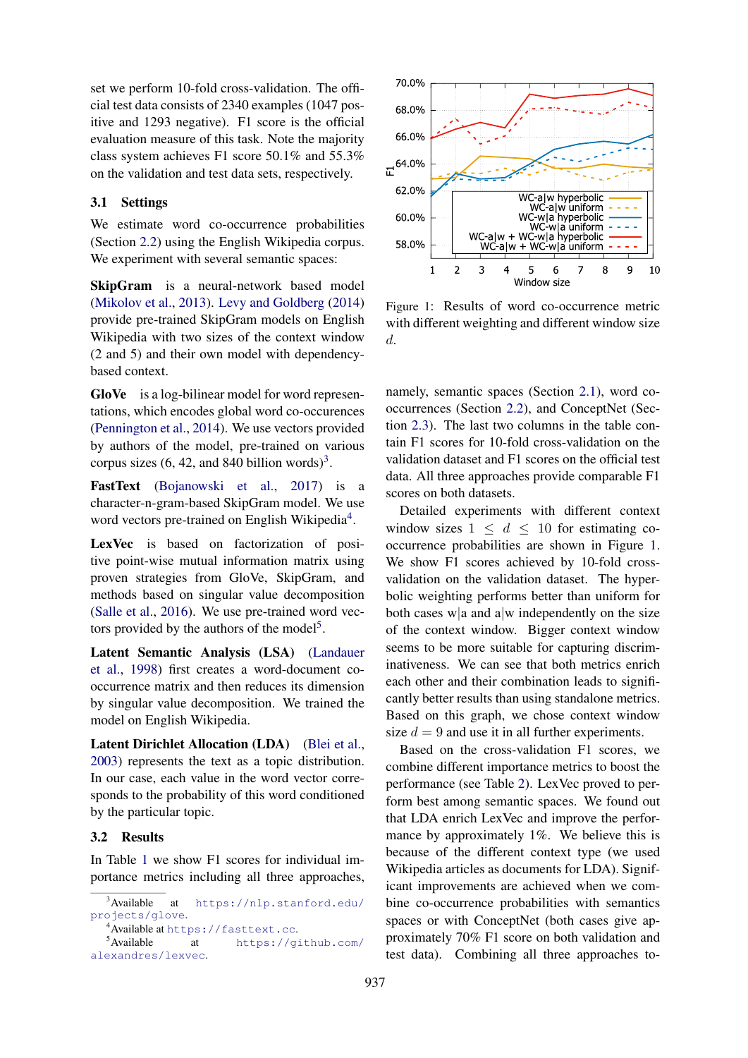set we perform 10-fold cross-validation. The official test data consists of 2340 examples (1047 positive and 1293 negative). F1 score is the official evaluation measure of this task. Note the majority class system achieves F1 score 50.1% and 55.3% on the validation and test data sets, respectively.

### 3.1 Settings

We estimate word co-occurrence probabilities (Section 2.2) using the English Wikipedia corpus. We experiment with several semantic spaces:

**SkipGram** is a neural-network based model (Mikolov et al., 2013). Levy and Goldberg (2014) provide pre-trained SkipGram models on English Wikipedia with two sizes of the context window (2 and 5) and their own model with dependency-based context.

**GloVe** is a log-bilinear model for word representations, which encodes global word co-occurences (Pennington et al., 2014). We use vectors provided by authors of the model, pre-trained on various corpus sizes (6, 42, and 840 billion words)[3].

**FastText** (Bojanowski et al., 2017) is a character-n-gram-based SkipGram model. We use word vectors pre-trained on English Wikipedia[4].

**LexVec** is based on factorization of positive point-wise mutual information matrix using proven strategies from GloVe, SkipGram, and methods based on singular value decomposition (Salle et al., 2016). We use pre-trained word vectors provided by the authors of the model[5].

**Latent Semantic Analysis (LSA)** (Landauer et al., 1998) first creates a word-document co-occurrence matrix and then reduces its dimension by singular value decomposition. We trained the model on English Wikipedia.

**Latent Dirichlet Allocation (LDA)** (Blei et al., 2003) represents the text as a topic distribution. In our case, each value in the word vector corresponds to the probability of this word conditioned by the particular topic.

### 3.2 Results

In Table 1 we show F1 scores for individual importance metrics including all three approaches, namely, semantic spaces (Section 2.1), word co-occurrences (Section 2.2), and ConceptNet (Section 2.3). The last two columns in the table contain F1 scores for 10-fold cross-validation on the validation dataset and F1 scores on the official test data. All three approaches provide comparable F1 scores on both datasets.

Figure 1: Results of word co-occurrence metric with different weighting and different window size $d$.

Detailed experiments with different context window sizes $1 \leq d \leq 10$ for estimating co-occurrence probabilities are shown in Figure 1. We show F1 scores achieved by 10-fold cross-validation on the validation dataset. The hyperbolic weighting performs better than uniform for both cases w|a and a|w independently on the size of the context window. Bigger context window seems to be more suitable for capturing discriminativeness. We can see that both metrics enrich each other and their combination leads to significantly better results than using standalone metrics. Based on this graph, we chose context window size $d = 9$ and use it in all further experiments.

Based on the cross-validation F1 scores, we combine different importance metrics to boost the performance (see Table 2). LexVec proved to perform best among semantic spaces. We found out that LDA enrich LexVec and improve the performance by approximately 1%. We believe this is because of the different context type (we used Wikipedia articles as documents for LDA). Significant improvements are achieved when we combine co-occurrence probabilities with semantics spaces or with ConceptNet (both cases give approximately 70% F1 score on both validation and test data). Combining all three approaches to-

[3] Available at https://nlp.stanford.edu/projects/glove.
[4] Available at https://fasttext.cc.
[5] Available at https://github.com/alexandres/lexvec.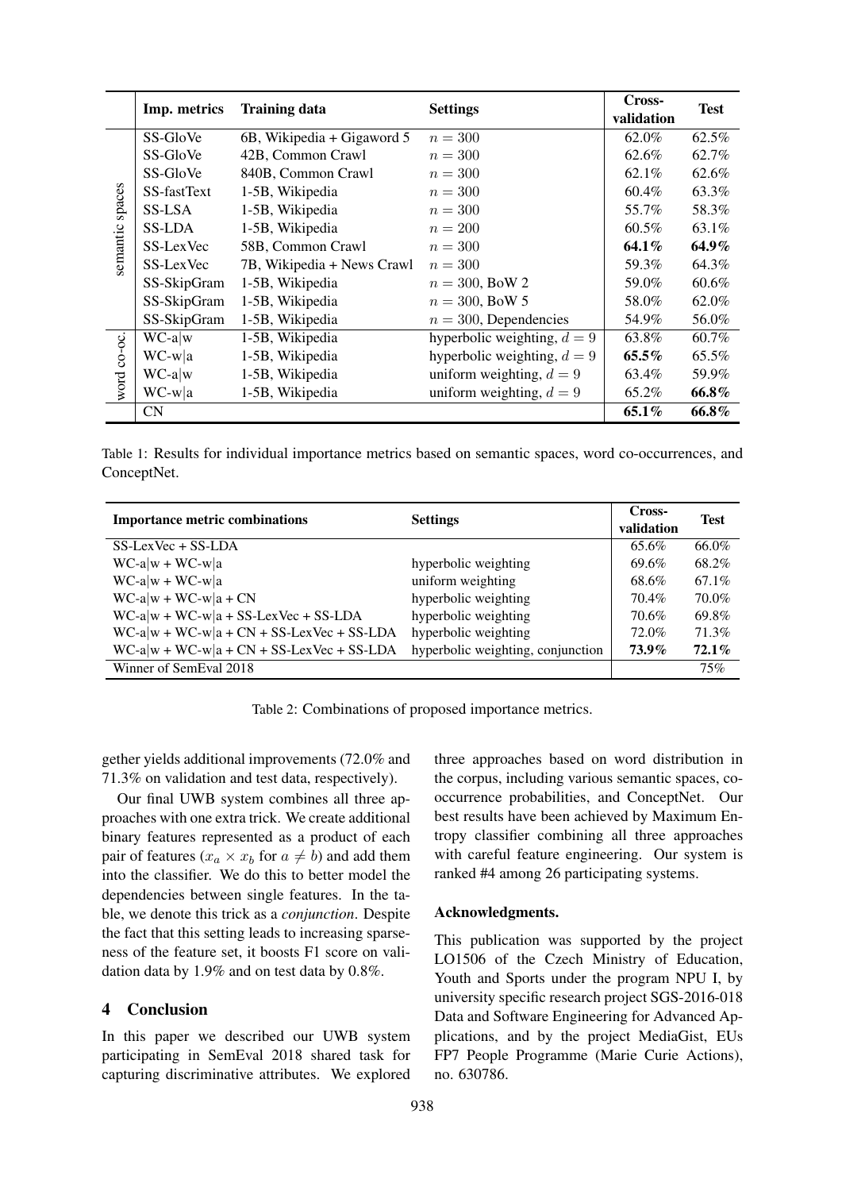| | Imp. metrics | Training data | Settings | Cross-validation | Test |
|---|---|---|---|---|---|
| semantic spaces | SS-GloVe | 6B, Wikipedia + Gigaword 5 | $n = 300$ | 62.0% | 62.5% |
| | SS-GloVe | 42B, Common Crawl | $n = 300$ | 62.6% | 62.7% |
| | SS-GloVe | 840B, Common Crawl | $n = 300$ | 62.1% | 62.6% |
| | SS-fastText | 1-5B, Wikipedia | $n = 300$ | 60.4% | 63.3% |
| | SS-LSA | 1-5B, Wikipedia | $n = 300$ | 55.7% | 58.3% |
| | SS-LDA | 1-5B, Wikipedia | $n = 200$ | 60.5% | 63.1% |
| | SS-LexVec | 58B, Common Crawl | $n = 300$ | **64.1%** | **64.9%** |
| | SS-LexVec | 7B, Wikipedia + News Crawl | $n = 300$ | 59.3% | 64.3% |
| | SS-SkipGram | 1-5B, Wikipedia | $n = 300$, BoW 2 | 59.0% | 60.6% |
| | SS-SkipGram | 1-5B, Wikipedia | $n = 300$, BoW 5 | 58.0% | 62.0% |
| | SS-SkipGram | 1-5B, Wikipedia | $n = 300$, Dependencies | 54.9% | 56.0% |
| word co-oc. | WC-a\|w | 1-5B, Wikipedia | hyperbolic weighting, $d = 9$ | 63.8% | 60.7% |
| | WC-w\|a | 1-5B, Wikipedia | hyperbolic weighting, $d = 9$ | **65.5%** | 65.5% |
| | WC-a\|w | 1-5B, Wikipedia | uniform weighting, $d = 9$ | 63.4% | 59.9% |
| | WC-w\|a | 1-5B, Wikipedia | uniform weighting, $d = 9$ | 65.2% | **66.8%** |
| | CN | | | **65.1%** | **66.8%** |

Table 1: Results for individual importance metrics based on semantic spaces, word co-occurrences, and ConceptNet.

| Importance metric combinations | Settings | Cross-validation | Test |
|---|---|---|---|
| SS-LexVec + SS-LDA | | 65.6% | 66.0% |
| WC-a\|w + WC-w\|a | hyperbolic weighting | 69.6% | 68.2% |
| WC-a\|w + WC-w\|a | uniform weighting | 68.6% | 67.1% |
| WC-a\|w + WC-w\|a + CN | hyperbolic weighting | 70.4% | 70.0% |
| WC-a\|w + WC-w\|a + SS-LexVec + SS-LDA | hyperbolic weighting | 70.6% | 69.8% |
| WC-a\|w + WC-w\|a + CN + SS-LexVec + SS-LDA | hyperbolic weighting | 72.0% | 71.3% |
| WC-a\|w + WC-w\|a + CN + SS-LexVec + SS-LDA | hyperbolic weighting, conjunction | **73.9%** | **72.1%** |
| Winner of SemEval 2018 | | | 75% |

Table 2: Combinations of proposed importance metrics.

gether yields additional improvements (72.0% and 71.3% on validation and test data, respectively).

Our final UWB system combines all three approaches with one extra trick. We create additional binary features represented as a product of each pair of features ($x_a \times x_b$ for $a \neq b$) and add them into the classifier. We do this to better model the dependencies between single features. In the table, we denote this trick as a *conjunction*. Despite the fact that this setting leads to increasing sparseness of the feature set, it boosts F1 score on validation data by 1.9% and on test data by 0.8%.

## 4 Conclusion

In this paper we described our UWB system participating in SemEval 2018 shared task for capturing discriminative attributes. We explored three approaches based on word distribution in the corpus, including various semantic spaces, co-occurrence probabilities, and ConceptNet. Our best results have been achieved by Maximum Entropy classifier combining all three approaches with careful feature engineering. Our system is ranked #4 among 26 participating systems.

### Acknowledgments.

This publication was supported by the project LO1506 of the Czech Ministry of Education, Youth and Sports under the program NPU I, by university specific research project SGS-2016-018 Data and Software Engineering for Advanced Applications, and by the project MediaGist, EUs FP7 People Programme (Marie Curie Actions), no. 630786.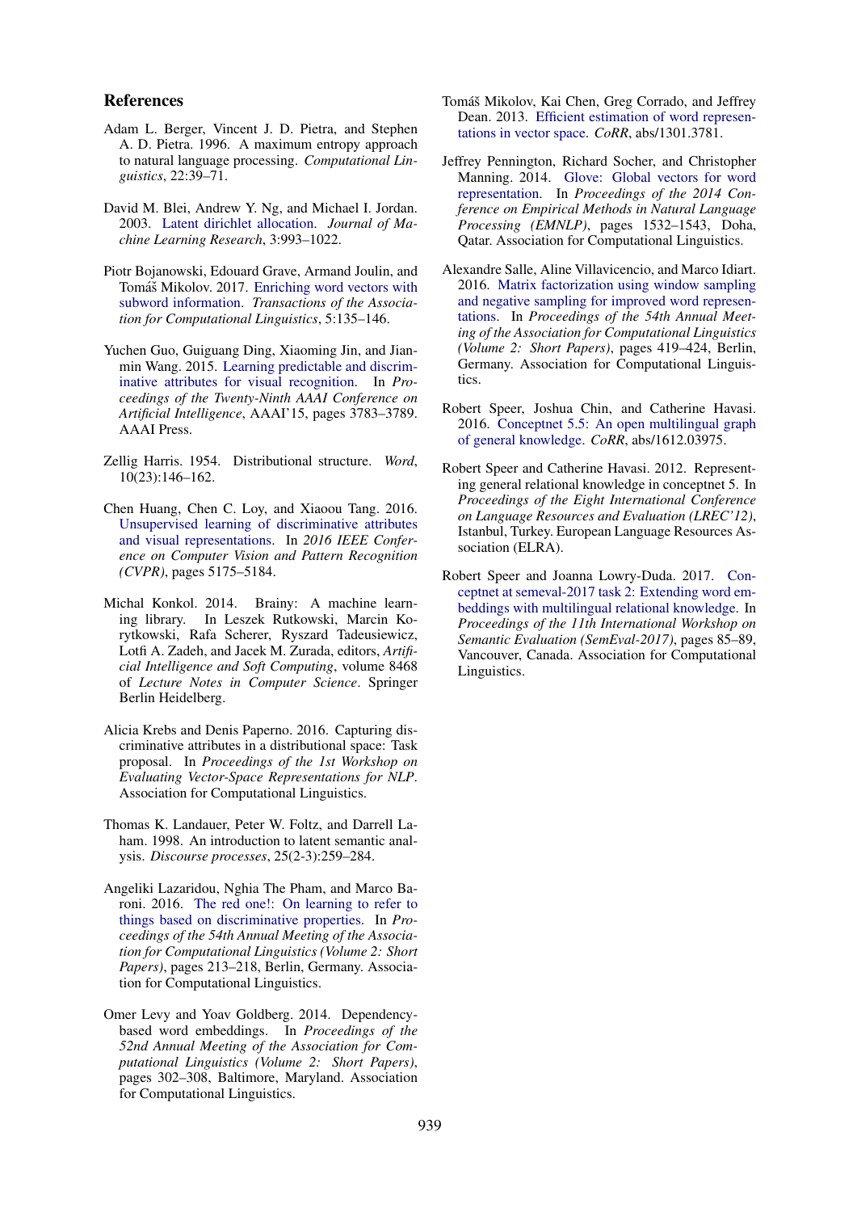## References

Adam L. Berger, Vincent J. D. Pietra, and Stephen A. D. Pietra. 1996. A maximum entropy approach to natural language processing. *Computational Linguistics*, 22:39–71.

David M. Blei, Andrew Y. Ng, and Michael I. Jordan. 2003. Latent dirichlet allocation. *Journal of Machine Learning Research*, 3:993–1022.

Piotr Bojanowski, Edouard Grave, Armand Joulin, and Tomáš Mikolov. 2017. Enriching word vectors with subword information. *Transactions of the Association for Computational Linguistics*, 5:135–146.

Yuchen Guo, Guiguang Ding, Xiaoming Jin, and Jianmin Wang. 2015. Learning predictable and discriminative attributes for visual recognition. In *Proceedings of the Twenty-Ninth AAAI Conference on Artificial Intelligence*, AAAI'15, pages 3783–3789. AAAI Press.

Zellig Harris. 1954. Distributional structure. *Word*, 10(23):146–162.

Chen Huang, Chen C. Loy, and Xiaoou Tang. 2016. Unsupervised learning of discriminative attributes and visual representations. In *2016 IEEE Conference on Computer Vision and Pattern Recognition (CVPR)*, pages 5175–5184.

Michal Konkol. 2014. Brainy: A machine learning library. In Leszek Rutkowski, Marcin Korytkowski, Rafa Scherer, Ryszard Tadeusiewicz, Lotfi A. Zadeh, and Jacek M. Zurada, editors, *Artificial Intelligence and Soft Computing*, volume 8468 of *Lecture Notes in Computer Science*. Springer Berlin Heidelberg.

Alicia Krebs and Denis Paperno. 2016. Capturing discriminative attributes in a distributional space: Task proposal. In *Proceedings of the 1st Workshop on Evaluating Vector-Space Representations for NLP*. Association for Computational Linguistics.

Thomas K. Landauer, Peter W. Foltz, and Darrell Laham. 1998. An introduction to latent semantic analysis. *Discourse processes*, 25(2-3):259–284.

Angeliki Lazaridou, Nghia The Pham, and Marco Baroni. 2016. The red one!: On learning to refer to things based on discriminative properties. In *Proceedings of the 54th Annual Meeting of the Association for Computational Linguistics (Volume 2: Short Papers)*, pages 213–218, Berlin, Germany. Association for Computational Linguistics.

Omer Levy and Yoav Goldberg. 2014. Dependency-based word embeddings. In *Proceedings of the 52nd Annual Meeting of the Association for Computational Linguistics (Volume 2: Short Papers)*, pages 302–308, Baltimore, Maryland. Association for Computational Linguistics.

Tomáš Mikolov, Kai Chen, Greg Corrado, and Jeffrey Dean. 2013. Efficient estimation of word representations in vector space. *CoRR*, abs/1301.3781.

Jeffrey Pennington, Richard Socher, and Christopher Manning. 2014. Glove: Global vectors for word representation. In *Proceedings of the 2014 Conference on Empirical Methods in Natural Language Processing (EMNLP)*, pages 1532–1543, Doha, Qatar. Association for Computational Linguistics.

Alexandre Salle, Aline Villavicencio, and Marco Idiart. 2016. Matrix factorization using window sampling and negative sampling for improved word representations. In *Proceedings of the 54th Annual Meeting of the Association for Computational Linguistics (Volume 2: Short Papers)*, pages 419–424, Berlin, Germany. Association for Computational Linguistics.

Robert Speer, Joshua Chin, and Catherine Havasi. 2016. Conceptnet 5.5: An open multilingual graph of general knowledge. *CoRR*, abs/1612.03975.

Robert Speer and Catherine Havasi. 2012. Representing general relational knowledge in conceptnet 5. In *Proceedings of the Eight International Conference on Language Resources and Evaluation (LREC'12)*, Istanbul, Turkey. European Language Resources Association (ELRA).

Robert Speer and Joanna Lowry-Duda. 2017. Conceptnet at semeval-2017 task 2: Extending word embeddings with multilingual relational knowledge. In *Proceedings of the 11th International Workshop on Semantic Evaluation (SemEval-2017)*, pages 85–89, Vancouver, Canada. Association for Computational Linguistics.